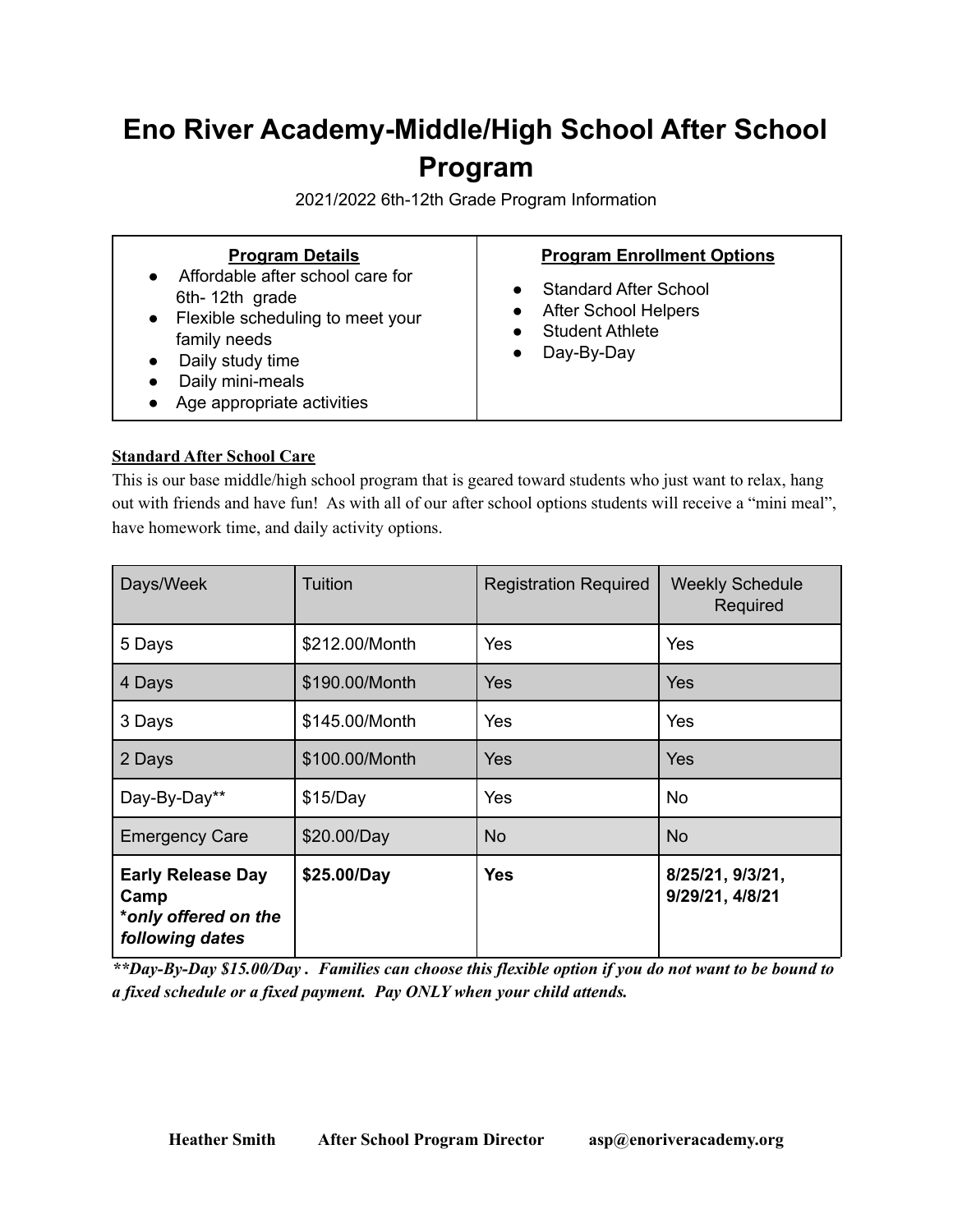# Eno River Academy-Middle/High School After School Program

2021/2022 6th-12th Grade Program Information

| Program Details | Program Enrollment Options |
|---|---|
| • Affordable after school care for 6th- 12th grade<br>• Flexible scheduling to meet your family needs<br>• Daily study time<br>• Daily mini-meals<br>• Age appropriate activities | • Standard After School<br>• After School Helpers<br>• Student Athlete<br>• Day-By-Day |

**Standard After School Care**

This is our base middle/high school program that is geared toward students who just want to relax, hang out with friends and have fun! As with all of our after school options students will receive a "mini meal", have homework time, and daily activity options.

| Days/Week | Tuition | Registration Required | Weekly Schedule Required |
|---|---|---|---|
| 5 Days | $212.00/Month | Yes | Yes |
| 4 Days | $190.00/Month | Yes | Yes |
| 3 Days | $145.00/Month | Yes | Yes |
| 2 Days | $100.00/Month | Yes | Yes |
| Day-By-Day** | $15/Day | Yes | No |
| Emergency Care | $20.00/Day | No | No |
| **Early Release Day Camp** ***only offered on the following dates*** | **$25.00/Day** | **Yes** | **8/25/21, 9/3/21, 9/29/21, 4/8/21** |

***\*\*Day-By-Day $15.00/Day . Families can choose this flexible option if you do not want to be bound to a fixed schedule or a fixed payment. Pay ONLY when your child attends.***

**Heather Smith After School Program Director asp@enoriveracademy.org**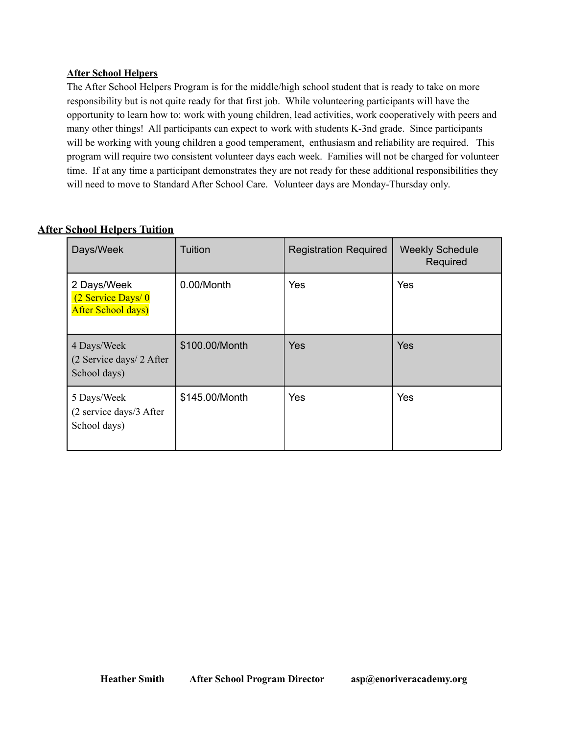**After School Helpers**

The After School Helpers Program is for the middle/high school student that is ready to take on more responsibility but is not quite ready for that first job. While volunteering participants will have the opportunity to learn how to: work with young children, lead activities, work cooperatively with peers and many other things! All participants can expect to work with students K-3nd grade. Since participants will be working with young children a good temperament, enthusiasm and reliability are required. This program will require two consistent volunteer days each week. Families will not be charged for volunteer time. If at any time a participant demonstrates they are not ready for these additional responsibilities they will need to move to Standard After School Care. Volunteer days are Monday-Thursday only.

**After School Helpers Tuition**

| Days/Week | Tuition | Registration Required | Weekly Schedule Required |
|---|---|---|---|
| 2 Days/Week (2 Service Days/ 0 After School days) | 0.00/Month | Yes | Yes |
| 4 Days/Week (2 Service days/ 2 After School days) | $100.00/Month | Yes | Yes |
| 5 Days/Week (2 service days/3 After School days) | $145.00/Month | Yes | Yes |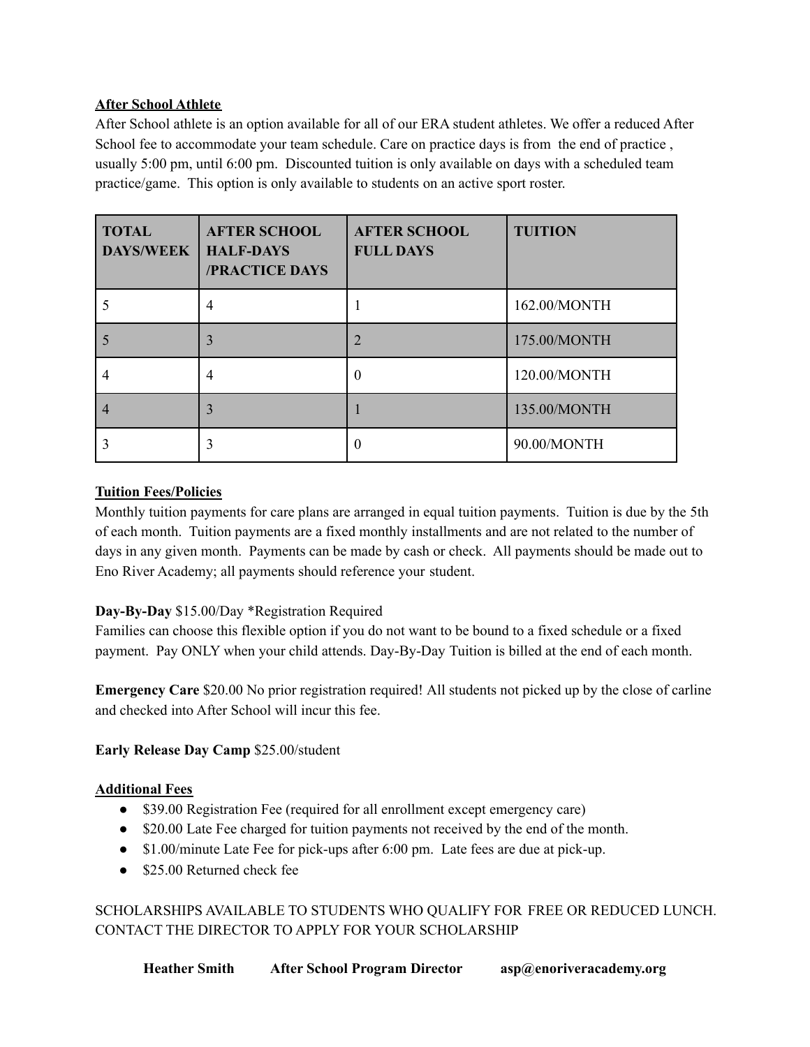**After School Athlete**

After School athlete is an option available for all of our ERA student athletes. We offer a reduced After School fee to accommodate your team schedule. Care on practice days is from the end of practice , usually 5:00 pm, until 6:00 pm. Discounted tuition is only available on days with a scheduled team practice/game. This option is only available to students on an active sport roster.

| TOTAL DAYS/WEEK | AFTER SCHOOL HALF-DAYS /PRACTICE DAYS | AFTER SCHOOL FULL DAYS | TUITION |
|---|---|---|---|
| 5 | 4 | 1 | 162.00/MONTH |
| 5 | 3 | 2 | 175.00/MONTH |
| 4 | 4 | 0 | 120.00/MONTH |
| 4 | 3 | 1 | 135.00/MONTH |
| 3 | 3 | 0 | 90.00/MONTH |

**Tuition Fees/Policies**

Monthly tuition payments for care plans are arranged in equal tuition payments. Tuition is due by the 5th of each month. Tuition payments are a fixed monthly installments and are not related to the number of days in any given month. Payments can be made by cash or check. All payments should be made out to Eno River Academy; all payments should reference your student.

**Day-By-Day** $15.00/Day *Registration Required
Families can choose this flexible option if you do not want to be bound to a fixed schedule or a fixed payment. Pay ONLY when your child attends. Day-By-Day Tuition is billed at the end of each month.

**Emergency Care** $20.00 No prior registration required! All students not picked up by the close of carline and checked into After School will incur this fee.

**Early Release Day Camp** $25.00/student

**Additional Fees**

- $39.00 Registration Fee (required for all enrollment except emergency care)
- $20.00 Late Fee charged for tuition payments not received by the end of the month.
- $1.00/minute Late Fee for pick-ups after 6:00 pm. Late fees are due at pick-up.
- $25.00 Returned check fee

SCHOLARSHIPS AVAILABLE TO STUDENTS WHO QUALIFY FOR FREE OR REDUCED LUNCH. CONTACT THE DIRECTOR TO APPLY FOR YOUR SCHOLARSHIP

**Heather Smith After School Program Director asp@enoriveracademy.org**